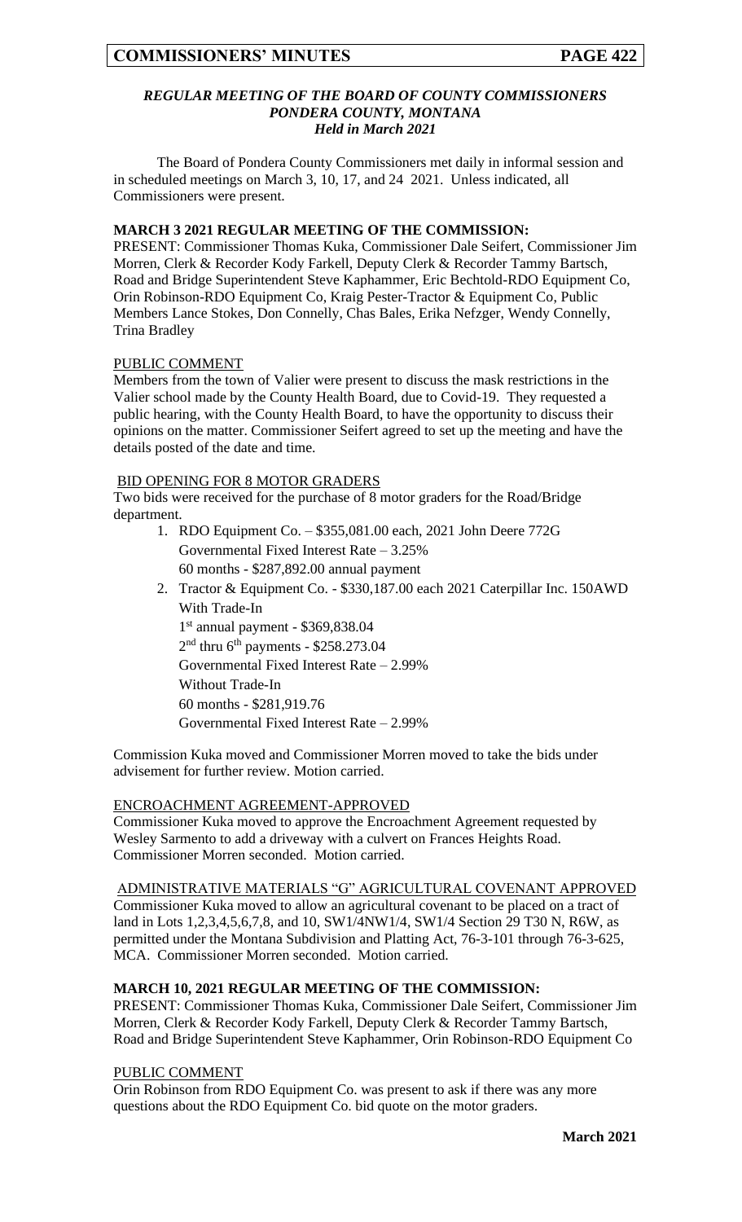### *REGULAR MEETING OF THE BOARD OF COUNTY COMMISSIONERS*
### *PONDERA COUNTY, MONTANA*
### *Held in March 2021*

The Board of Pondera County Commissioners met daily in informal session and in scheduled meetings on March 3, 10, 17, and 24 2021. Unless indicated, all Commissioners were present.

**MARCH 3 2021 REGULAR MEETING OF THE COMMISSION:**

PRESENT: Commissioner Thomas Kuka, Commissioner Dale Seifert, Commissioner Jim Morren, Clerk & Recorder Kody Farkell, Deputy Clerk & Recorder Tammy Bartsch, Road and Bridge Superintendent Steve Kaphammer, Eric Bechtold-RDO Equipment Co, Orin Robinson-RDO Equipment Co, Kraig Pester-Tractor & Equipment Co, Public Members Lance Stokes, Don Connelly, Chas Bales, Erika Nefzger, Wendy Connelly, Trina Bradley

PUBLIC COMMENT

Members from the town of Valier were present to discuss the mask restrictions in the Valier school made by the County Health Board, due to Covid-19. They requested a public hearing, with the County Health Board, to have the opportunity to discuss their opinions on the matter. Commissioner Seifert agreed to set up the meeting and have the details posted of the date and time.

BID OPENING FOR 8 MOTOR GRADERS

Two bids were received for the purchase of 8 motor graders for the Road/Bridge department.

1. RDO Equipment Co. – $355,081.00 each, 2021 John Deere 772G
   Governmental Fixed Interest Rate – 3.25%
   60 months - $287,892.00 annual payment
2. Tractor & Equipment Co. - $330,187.00 each 2021 Caterpillar Inc. 150AWD
   With Trade-In
   1st annual payment - $369,838.04
   2nd thru 6th payments - $258.273.04
   Governmental Fixed Interest Rate – 2.99%
   Without Trade-In
   60 months - $281,919.76
   Governmental Fixed Interest Rate – 2.99%

Commission Kuka moved and Commissioner Morren moved to take the bids under advisement for further review. Motion carried.

ENCROACHMENT AGREEMENT-APPROVED

Commissioner Kuka moved to approve the Encroachment Agreement requested by Wesley Sarmento to add a driveway with a culvert on Frances Heights Road. Commissioner Morren seconded. Motion carried.

ADMINISTRATIVE MATERIALS "G" AGRICULTURAL COVENANT APPROVED

Commissioner Kuka moved to allow an agricultural covenant to be placed on a tract of land in Lots 1,2,3,4,5,6,7,8, and 10, SW1/4NW1/4, SW1/4 Section 29 T30 N, R6W, as permitted under the Montana Subdivision and Platting Act, 76-3-101 through 76-3-625, MCA. Commissioner Morren seconded. Motion carried.

**MARCH 10, 2021 REGULAR MEETING OF THE COMMISSION:**

PRESENT: Commissioner Thomas Kuka, Commissioner Dale Seifert, Commissioner Jim Morren, Clerk & Recorder Kody Farkell, Deputy Clerk & Recorder Tammy Bartsch, Road and Bridge Superintendent Steve Kaphammer, Orin Robinson-RDO Equipment Co

PUBLIC COMMENT

Orin Robinson from RDO Equipment Co. was present to ask if there was any more questions about the RDO Equipment Co. bid quote on the motor graders.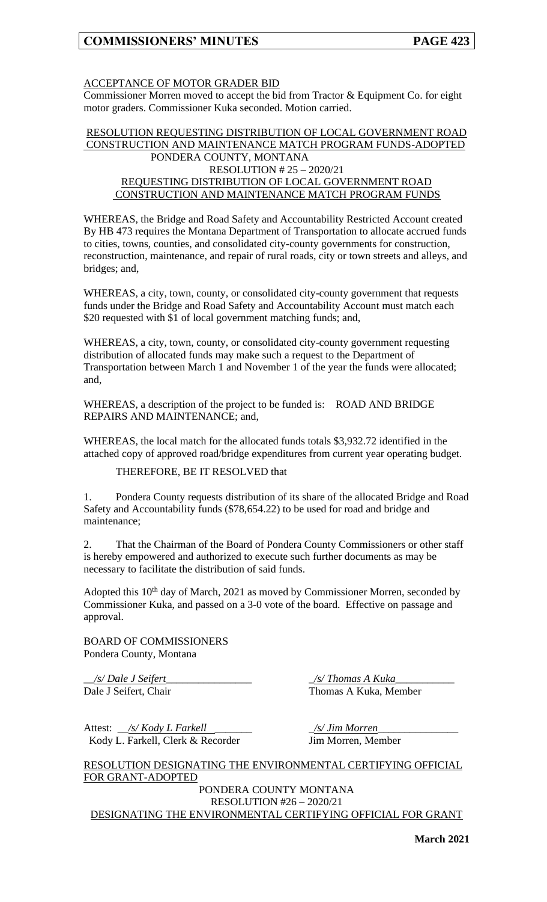ACCEPTANCE OF MOTOR GRADER BID

Commissioner Morren moved to accept the bid from Tractor & Equipment Co. for eight motor graders. Commissioner Kuka seconded. Motion carried.

RESOLUTION REQUESTING DISTRIBUTION OF LOCAL GOVERNMENT ROAD CONSTRUCTION AND MAINTENANCE MATCH PROGRAM FUNDS-ADOPTED

PONDERA COUNTY, MONTANA
RESOLUTION # 25 – 2020/21
REQUESTING DISTRIBUTION OF LOCAL GOVERNMENT ROAD CONSTRUCTION AND MAINTENANCE MATCH PROGRAM FUNDS

WHEREAS, the Bridge and Road Safety and Accountability Restricted Account created By HB 473 requires the Montana Department of Transportation to allocate accrued funds to cities, towns, counties, and consolidated city-county governments for construction, reconstruction, maintenance, and repair of rural roads, city or town streets and alleys, and bridges; and,

WHEREAS, a city, town, county, or consolidated city-county government that requests funds under the Bridge and Road Safety and Accountability Account must match each $20 requested with $1 of local government matching funds; and,

WHEREAS, a city, town, county, or consolidated city-county government requesting distribution of allocated funds may make such a request to the Department of Transportation between March 1 and November 1 of the year the funds were allocated; and,

WHEREAS, a description of the project to be funded is: ROAD AND BRIDGE REPAIRS AND MAINTENANCE; and,

WHEREAS, the local match for the allocated funds totals $3,932.72 identified in the attached copy of approved road/bridge expenditures from current year operating budget.

THEREFORE, BE IT RESOLVED that

1. Pondera County requests distribution of its share of the allocated Bridge and Road Safety and Accountability funds ($78,654.22) to be used for road and bridge and maintenance;

2. That the Chairman of the Board of Pondera County Commissioners or other staff is hereby empowered and authorized to execute such further documents as may be necessary to facilitate the distribution of said funds.

Adopted this 10th day of March, 2021 as moved by Commissioner Morren, seconded by Commissioner Kuka, and passed on a 3-0 vote of the board. Effective on passage and approval.

BOARD OF COMMISSIONERS
Pondera County, Montana

*/s/ Dale J Seifert*
Dale J Seifert, Chair

*/s/ Thomas A Kuka*
Thomas A Kuka, Member

Attest: */s/ Kody L Farkell*
Kody L. Farkell, Clerk & Recorder

*/s/ Jim Morren*
Jim Morren, Member

RESOLUTION DESIGNATING THE ENVIRONMENTAL CERTIFYING OFFICIAL FOR GRANT-ADOPTED

PONDERA COUNTY MONTANA
RESOLUTION #26 – 2020/21
DESIGNATING THE ENVIRONMENTAL CERTIFYING OFFICIAL FOR GRANT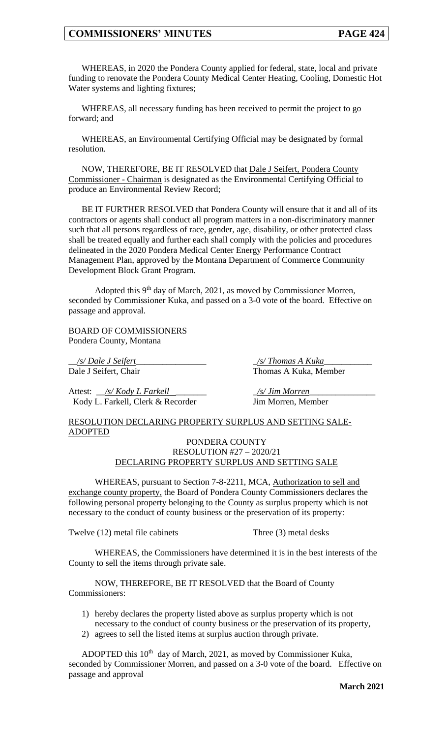WHEREAS, in 2020 the Pondera County applied for federal, state, local and private funding to renovate the Pondera County Medical Center Heating, Cooling, Domestic Hot Water systems and lighting fixtures;

WHEREAS, all necessary funding has been received to permit the project to go forward; and

WHEREAS, an Environmental Certifying Official may be designated by formal resolution.

NOW, THEREFORE, BE IT RESOLVED that Dale J Seifert, Pondera County Commissioner - Chairman is designated as the Environmental Certifying Official to produce an Environmental Review Record;

BE IT FURTHER RESOLVED that Pondera County will ensure that it and all of its contractors or agents shall conduct all program matters in a non-discriminatory manner such that all persons regardless of race, gender, age, disability, or other protected class shall be treated equally and further each shall comply with the policies and procedures delineated in the 2020 Pondera Medical Center Energy Performance Contract Management Plan, approved by the Montana Department of Commerce Community Development Block Grant Program.

Adopted this 9th day of March, 2021, as moved by Commissioner Morren, seconded by Commissioner Kuka, and passed on a 3-0 vote of the board. Effective on passage and approval.

BOARD OF COMMISSIONERS
Pondera County, Montana

*/s/ Dale J Seifert*
Dale J Seifert, Chair

*/s/ Thomas A Kuka*
Thomas A Kuka, Member

Attest: */s/ Kody L Farkell*
Kody L. Farkell, Clerk & Recorder

*/s/ Jim Morren*
Jim Morren, Member

RESOLUTION DECLARING PROPERTY SURPLUS AND SETTING SALE-ADOPTED

PONDERA COUNTY
RESOLUTION #27 – 2020/21
DECLARING PROPERTY SURPLUS AND SETTING SALE

WHEREAS, pursuant to Section 7-8-2211, MCA, Authorization to sell and exchange county property, the Board of Pondera County Commissioners declares the following personal property belonging to the County as surplus property which is not necessary to the conduct of county business or the preservation of its property:

Twelve (12) metal file cabinets

Three (3) metal desks

WHEREAS, the Commissioners have determined it is in the best interests of the County to sell the items through private sale.

NOW, THEREFORE, BE IT RESOLVED that the Board of County Commissioners:

1) hereby declares the property listed above as surplus property which is not necessary to the conduct of county business or the preservation of its property,
2) agrees to sell the listed items at surplus auction through private.

ADOPTED this 10th day of March, 2021, as moved by Commissioner Kuka, seconded by Commissioner Morren, and passed on a 3-0 vote of the board. Effective on passage and approval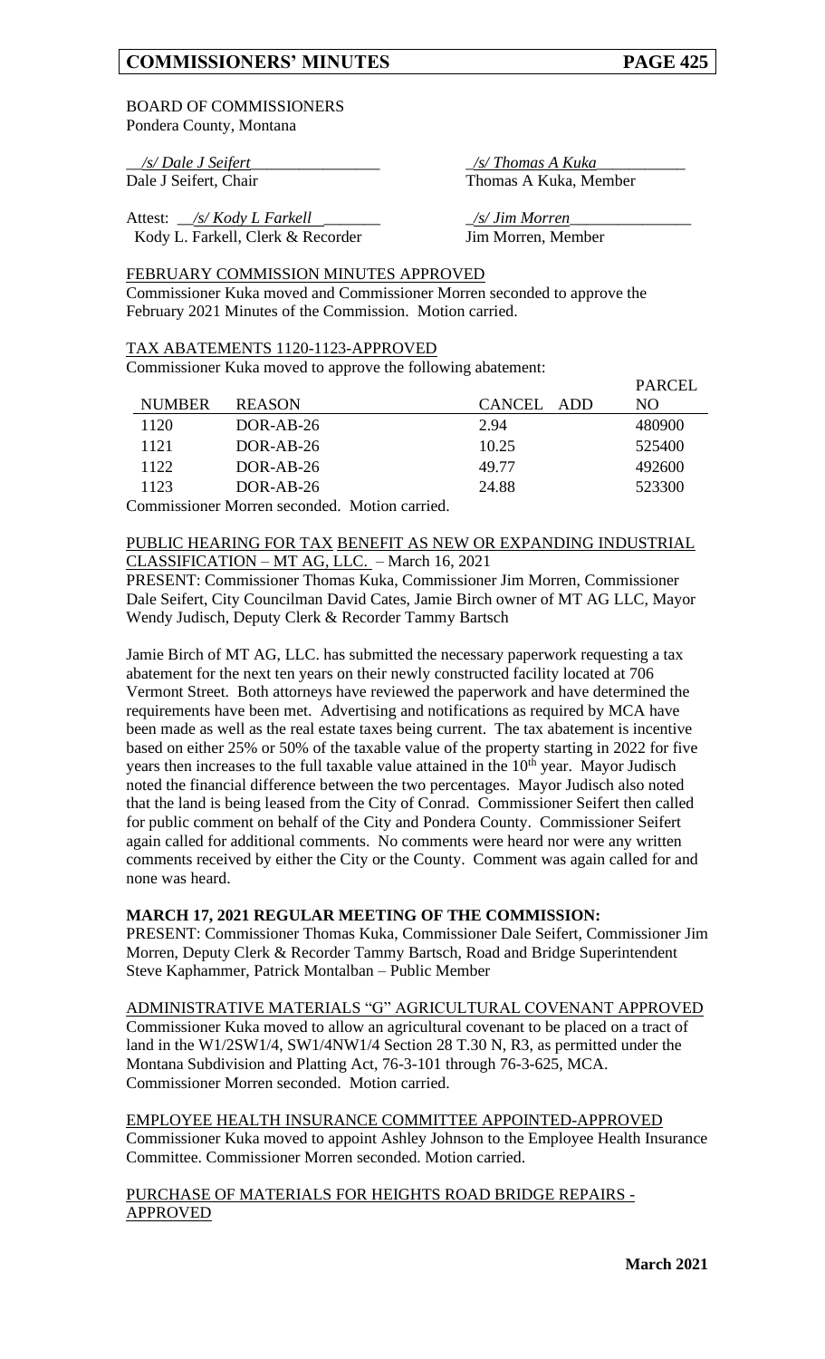BOARD OF COMMISSIONERS
Pondera County, Montana

__/s/ Dale J Seifert________________ Dale J Seifert, Chair

_/s/ Thomas A Kuka__________ Thomas A Kuka, Member

Attest: __/s/ Kody L Farkell_______ Kody L. Farkell, Clerk & Recorder

_/s/ Jim Morren______________ Jim Morren, Member

FEBRUARY COMMISSION MINUTES APPROVED

Commissioner Kuka moved and Commissioner Morren seconded to approve the February 2021 Minutes of the Commission. Motion carried.

TAX ABATEMENTS 1120-1123-APPROVED

Commissioner Kuka moved to approve the following abatement:

| NUMBER | REASON | CANCEL | ADD | PARCEL NO |
|---|---|---|---|---|
| 1120 | DOR-AB-26 | 2.94 | | 480900 |
| 1121 | DOR-AB-26 | 10.25 | | 525400 |
| 1122 | DOR-AB-26 | 49.77 | | 492600 |
| 1123 | DOR-AB-26 | 24.88 | | 523300 |

Commissioner Morren seconded. Motion carried.

PUBLIC HEARING FOR TAX BENEFIT AS NEW OR EXPANDING INDUSTRIAL CLASSIFICATION – MT AG, LLC. – March 16, 2021

PRESENT: Commissioner Thomas Kuka, Commissioner Jim Morren, Commissioner Dale Seifert, City Councilman David Cates, Jamie Birch owner of MT AG LLC, Mayor Wendy Judisch, Deputy Clerk & Recorder Tammy Bartsch

Jamie Birch of MT AG, LLC. has submitted the necessary paperwork requesting a tax abatement for the next ten years on their newly constructed facility located at 706 Vermont Street. Both attorneys have reviewed the paperwork and have determined the requirements have been met. Advertising and notifications as required by MCA have been made as well as the real estate taxes being current. The tax abatement is incentive based on either 25% or 50% of the taxable value of the property starting in 2022 for five years then increases to the full taxable value attained in the 10th year. Mayor Judisch noted the financial difference between the two percentages. Mayor Judisch also noted that the land is being leased from the City of Conrad. Commissioner Seifert then called for public comment on behalf of the City and Pondera County. Commissioner Seifert again called for additional comments. No comments were heard nor were any written comments received by either the City or the County. Comment was again called for and none was heard.

**MARCH 17, 2021 REGULAR MEETING OF THE COMMISSION:**

PRESENT: Commissioner Thomas Kuka, Commissioner Dale Seifert, Commissioner Jim Morren, Deputy Clerk & Recorder Tammy Bartsch, Road and Bridge Superintendent Steve Kaphammer, Patrick Montalban – Public Member

ADMINISTRATIVE MATERIALS "G" AGRICULTURAL COVENANT APPROVED

Commissioner Kuka moved to allow an agricultural covenant to be placed on a tract of land in the W1/2SW1/4, SW1/4NW1/4 Section 28 T.30 N, R3, as permitted under the Montana Subdivision and Platting Act, 76-3-101 through 76-3-625, MCA. Commissioner Morren seconded. Motion carried.

EMPLOYEE HEALTH INSURANCE COMMITTEE APPOINTED-APPROVED

Commissioner Kuka moved to appoint Ashley Johnson to the Employee Health Insurance Committee. Commissioner Morren seconded. Motion carried.

PURCHASE OF MATERIALS FOR HEIGHTS ROAD BRIDGE REPAIRS - APPROVED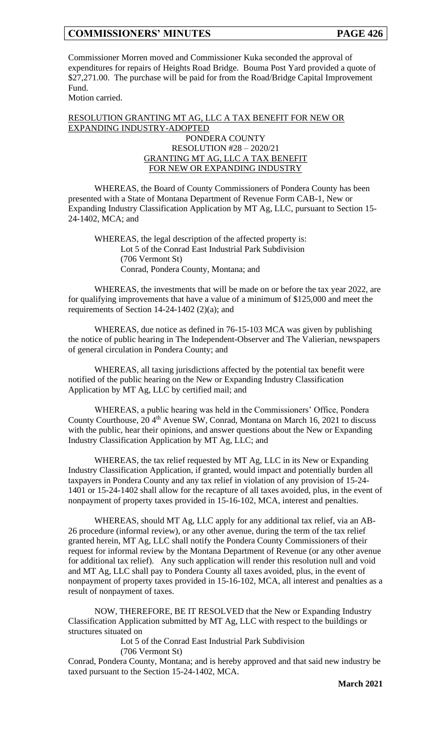Commissioner Morren moved and Commissioner Kuka seconded the approval of expenditures for repairs of Heights Road Bridge. Bouma Post Yard provided a quote of $27,271.00. The purchase will be paid for from the Road/Bridge Capital Improvement Fund.
Motion carried.

RESOLUTION GRANTING MT AG, LLC A TAX BENEFIT FOR NEW OR EXPANDING INDUSTRY-ADOPTED

PONDERA COUNTY
RESOLUTION #28 – 2020/21
GRANTING MT AG, LLC A TAX BENEFIT
FOR NEW OR EXPANDING INDUSTRY

WHEREAS, the Board of County Commissioners of Pondera County has been presented with a State of Montana Department of Revenue Form CAB-1, New or Expanding Industry Classification Application by MT Ag, LLC, pursuant to Section 15-24-1402, MCA; and

WHEREAS, the legal description of the affected property is:
Lot 5 of the Conrad East Industrial Park Subdivision
(706 Vermont St)
Conrad, Pondera County, Montana; and

WHEREAS, the investments that will be made on or before the tax year 2022, are for qualifying improvements that have a value of a minimum of $125,000 and meet the requirements of Section 14-24-1402 (2)(a); and

WHEREAS, due notice as defined in 76-15-103 MCA was given by publishing the notice of public hearing in The Independent-Observer and The Valierian, newspapers of general circulation in Pondera County; and

WHEREAS, all taxing jurisdictions affected by the potential tax benefit were notified of the public hearing on the New or Expanding Industry Classification Application by MT Ag, LLC by certified mail; and

WHEREAS, a public hearing was held in the Commissioners' Office, Pondera County Courthouse, 20 4th Avenue SW, Conrad, Montana on March 16, 2021 to discuss with the public, hear their opinions, and answer questions about the New or Expanding Industry Classification Application by MT Ag, LLC; and

WHEREAS, the tax relief requested by MT Ag, LLC in its New or Expanding Industry Classification Application, if granted, would impact and potentially burden all taxpayers in Pondera County and any tax relief in violation of any provision of 15-24-1401 or 15-24-1402 shall allow for the recapture of all taxes avoided, plus, in the event of nonpayment of property taxes provided in 15-16-102, MCA, interest and penalties.

WHEREAS, should MT Ag, LLC apply for any additional tax relief, via an AB-26 procedure (informal review), or any other avenue, during the term of the tax relief granted herein, MT Ag, LLC shall notify the Pondera County Commissioners of their request for informal review by the Montana Department of Revenue (or any other avenue for additional tax relief). Any such application will render this resolution null and void and MT Ag, LLC shall pay to Pondera County all taxes avoided, plus, in the event of nonpayment of property taxes provided in 15-16-102, MCA, all interest and penalties as a result of nonpayment of taxes.

NOW, THEREFORE, BE IT RESOLVED that the New or Expanding Industry Classification Application submitted by MT Ag, LLC with respect to the buildings or structures situated on
Lot 5 of the Conrad East Industrial Park Subdivision
(706 Vermont St)
Conrad, Pondera County, Montana; and is hereby approved and that said new industry be taxed pursuant to the Section 15-24-1402, MCA.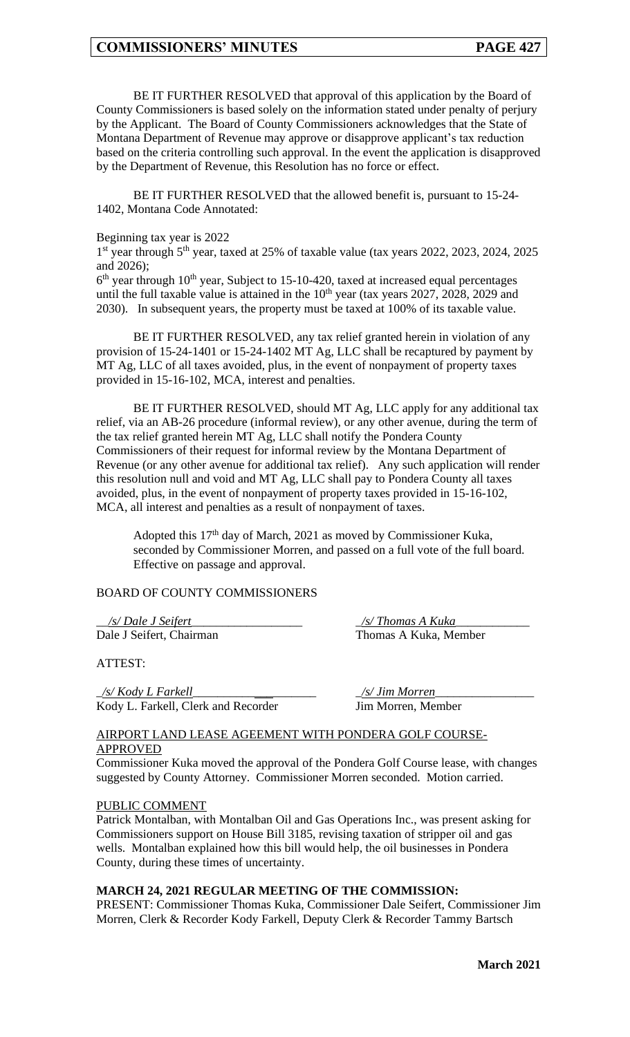BE IT FURTHER RESOLVED that approval of this application by the Board of County Commissioners is based solely on the information stated under penalty of perjury by the Applicant. The Board of County Commissioners acknowledges that the State of Montana Department of Revenue may approve or disapprove applicant's tax reduction based on the criteria controlling such approval. In the event the application is disapproved by the Department of Revenue, this Resolution has no force or effect.

BE IT FURTHER RESOLVED that the allowed benefit is, pursuant to 15-24-1402, Montana Code Annotated:

Beginning tax year is 2022
1st year through 5th year, taxed at 25% of taxable value (tax years 2022, 2023, 2024, 2025 and 2026);
6th year through 10th year, Subject to 15-10-420, taxed at increased equal percentages until the full taxable value is attained in the 10th year (tax years 2027, 2028, 2029 and 2030). In subsequent years, the property must be taxed at 100% of its taxable value.

BE IT FURTHER RESOLVED, any tax relief granted herein in violation of any provision of 15-24-1401 or 15-24-1402 MT Ag, LLC shall be recaptured by payment by MT Ag, LLC of all taxes avoided, plus, in the event of nonpayment of property taxes provided in 15-16-102, MCA, interest and penalties.

BE IT FURTHER RESOLVED, should MT Ag, LLC apply for any additional tax relief, via an AB-26 procedure (informal review), or any other avenue, during the term of the tax relief granted herein MT Ag, LLC shall notify the Pondera County Commissioners of their request for informal review by the Montana Department of Revenue (or any other avenue for additional tax relief). Any such application will render this resolution null and void and MT Ag, LLC shall pay to Pondera County all taxes avoided, plus, in the event of nonpayment of property taxes provided in 15-16-102, MCA, all interest and penalties as a result of nonpayment of taxes.

Adopted this 17th day of March, 2021 as moved by Commissioner Kuka, seconded by Commissioner Morren, and passed on a full vote of the full board. Effective on passage and approval.

BOARD OF COUNTY COMMISSIONERS

*/s/ Dale J Seifert*
Dale J Seifert, Chairman

*/s/ Thomas A Kuka*
Thomas A Kuka, Member

ATTEST:

*/s/ Kody L Farkell*
Kody L. Farkell, Clerk and Recorder

*/s/ Jim Morren*
Jim Morren, Member

AIRPORT LAND LEASE AGEEMENT WITH PONDERA GOLF COURSE-APPROVED

Commissioner Kuka moved the approval of the Pondera Golf Course lease, with changes suggested by County Attorney. Commissioner Morren seconded. Motion carried.

PUBLIC COMMENT

Patrick Montalban, with Montalban Oil and Gas Operations Inc., was present asking for Commissioners support on House Bill 3185, revising taxation of stripper oil and gas wells. Montalban explained how this bill would help, the oil businesses in Pondera County, during these times of uncertainty.

**MARCH 24, 2021 REGULAR MEETING OF THE COMMISSION:**

PRESENT: Commissioner Thomas Kuka, Commissioner Dale Seifert, Commissioner Jim Morren, Clerk & Recorder Kody Farkell, Deputy Clerk & Recorder Tammy Bartsch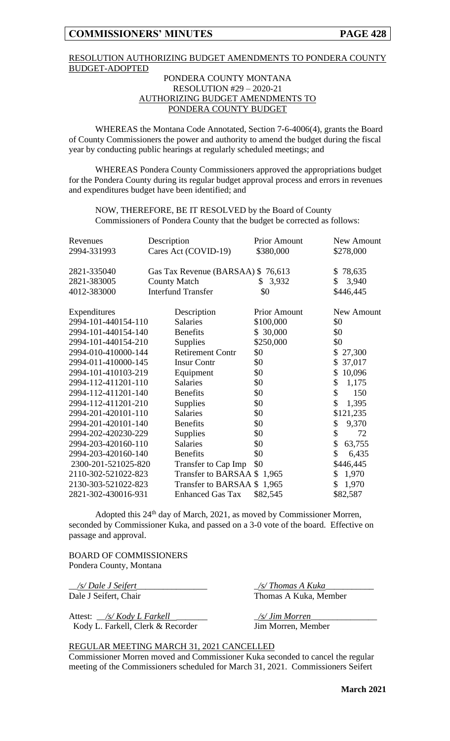## RESOLUTION AUTHORIZING BUDGET AMENDMENTS TO PONDERA COUNTY BUDGET-ADOPTED

PONDERA COUNTY MONTANA
RESOLUTION #29 – 2020-21
AUTHORIZING BUDGET AMENDMENTS TO
PONDERA COUNTY BUDGET

WHEREAS the Montana Code Annotated, Section 7-6-4006(4), grants the Board of County Commissioners the power and authority to amend the budget during the fiscal year by conducting public hearings at regularly scheduled meetings; and

WHEREAS Pondera County Commissioners approved the appropriations budget for the Pondera County during its regular budget approval process and errors in revenues and expenditures budget have been identified; and

NOW, THEREFORE, BE IT RESOLVED by the Board of County Commissioners of Pondera County that the budget be corrected as follows:

| Revenues | Description | Prior Amount | New Amount |
|---|---|---|---|
| 2994-331993 | Cares Act (COVID-19) | $380,000 | $278,000 |
| 2821-335040 | Gas Tax Revenue (BARSAA) | $ 76,613 | $ 78,635 |
| 2821-383005 | County Match | $ 3,932 | $ 3,940 |
| 4012-383000 | Interfund Transfer | $0 | $446,445 |

| Expenditures | Description | Prior Amount | New Amount |
|---|---|---|---|
| 2994-101-440154-110 | Salaries | $100,000 | $0 |
| 2994-101-440154-140 | Benefits | $ 30,000 | $0 |
| 2994-101-440154-210 | Supplies | $250,000 | $0 |
| 2994-010-410000-144 | Retirement Contr | $0 | $ 27,300 |
| 2994-011-410000-145 | Insur Contr | $0 | $ 37,017 |
| 2994-101-410103-219 | Equipment | $0 | $ 10,096 |
| 2994-112-411201-110 | Salaries | $0 | $ 1,175 |
| 2994-112-411201-140 | Benefits | $0 | $ 150 |
| 2994-112-411201-210 | Supplies | $0 | $ 1,395 |
| 2994-201-420101-110 | Salaries | $0 | $121,235 |
| 2994-201-420101-140 | Benefits | $0 | $ 9,370 |
| 2994-202-420230-229 | Supplies | $0 | $ 72 |
| 2994-203-420160-110 | Salaries | $0 | $ 63,755 |
| 2994-203-420160-140 | Benefits | $0 | $ 6,435 |
| 2300-201-521025-820 | Transfer to Cap Imp | $0 | $446,445 |
| 2110-302-521022-823 | Transfer to BARSAA | $ 1,965 | $ 1,970 |
| 2130-303-521022-823 | Transfer to BARSAA | $ 1,965 | $ 1,970 |
| 2821-302-430016-931 | Enhanced Gas Tax | $82,545 | $82,587 |

Adopted this 24th day of March, 2021, as moved by Commissioner Morren, seconded by Commissioner Kuka, and passed on a 3-0 vote of the board. Effective on passage and approval.

BOARD OF COMMISSIONERS
Pondera County, Montana

*/s/ Dale J Seifert*
Dale J Seifert, Chair

*/s/ Thomas A Kuka*
Thomas A Kuka, Member

Attest: */s/ Kody L Farkell*
Kody L. Farkell, Clerk & Recorder

*/s/ Jim Morren*
Jim Morren, Member

## REGULAR MEETING MARCH 31, 2021 CANCELLED

Commissioner Morren moved and Commissioner Kuka seconded to cancel the regular meeting of the Commissioners scheduled for March 31, 2021. Commissioners Seifert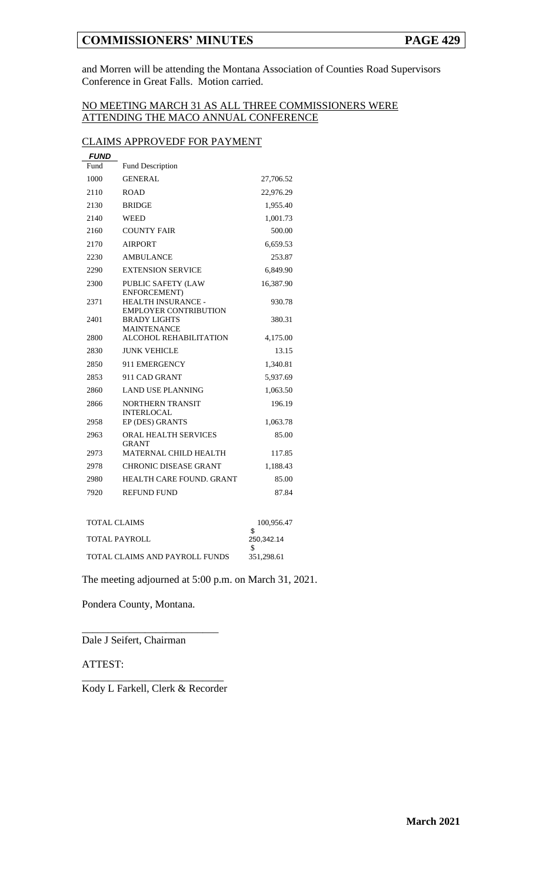and Morren will be attending the Montana Association of Counties Road Supervisors Conference in Great Falls. Motion carried.

NO MEETING MARCH 31 AS ALL THREE COMMISSIONERS WERE ATTENDING THE MACO ANNUAL CONFERENCE

CLAIMS APPROVEDF FOR PAYMENT

| *FUND* | | |
|---|---|---|
| Fund | Fund Description | |
| 1000 | GENERAL | 27,706.52 |
| 2110 | ROAD | 22,976.29 |
| 2130 | BRIDGE | 1,955.40 |
| 2140 | WEED | 1,001.73 |
| 2160 | COUNTY FAIR | 500.00 |
| 2170 | AIRPORT | 6,659.53 |
| 2230 | AMBULANCE | 253.87 |
| 2290 | EXTENSION SERVICE | 6,849.90 |
| 2300 | PUBLIC SAFETY (LAW ENFORCEMENT) | 16,387.90 |
| 2371 | HEALTH INSURANCE - EMPLOYER CONTRIBUTION | 930.78 |
| 2401 | BRADY LIGHTS MAINTENANCE | 380.31 |
| 2800 | ALCOHOL REHABILITATION | 4,175.00 |
| 2830 | JUNK VEHICLE | 13.15 |
| 2850 | 911 EMERGENCY | 1,340.81 |
| 2853 | 911 CAD GRANT | 5,937.69 |
| 2860 | LAND USE PLANNING | 1,063.50 |
| 2866 | NORTHERN TRANSIT INTERLOCAL | 196.19 |
| 2958 | EP (DES) GRANTS | 1,063.78 |
| 2963 | ORAL HEALTH SERVICES GRANT | 85.00 |
| 2973 | MATERNAL CHILD HEALTH | 117.85 |
| 2978 | CHRONIC DISEASE GRANT | 1,188.43 |
| 2980 | HEALTH CARE FOUND. GRANT | 85.00 |
| 7920 | REFUND FUND | 87.84 |

| | |
|---|---|
| TOTAL CLAIMS | 100,956.47 |
| TOTAL PAYROLL | $ 250,342.14 |
| TOTAL CLAIMS AND PAYROLL FUNDS | $ 351,298.61 |

The meeting adjourned at 5:00 p.m. on March 31, 2021.

Pondera County, Montana.

\_\_\_\_\_\_\_\_\_\_\_\_\_\_\_\_\_\_\_\_\_\_\_\_\_\_

Dale J Seifert, Chairman

ATTEST:

\_\_\_\_\_\_\_\_\_\_\_\_\_\_\_\_\_\_\_\_\_\_\_\_\_\_\_

Kody L Farkell, Clerk & Recorder